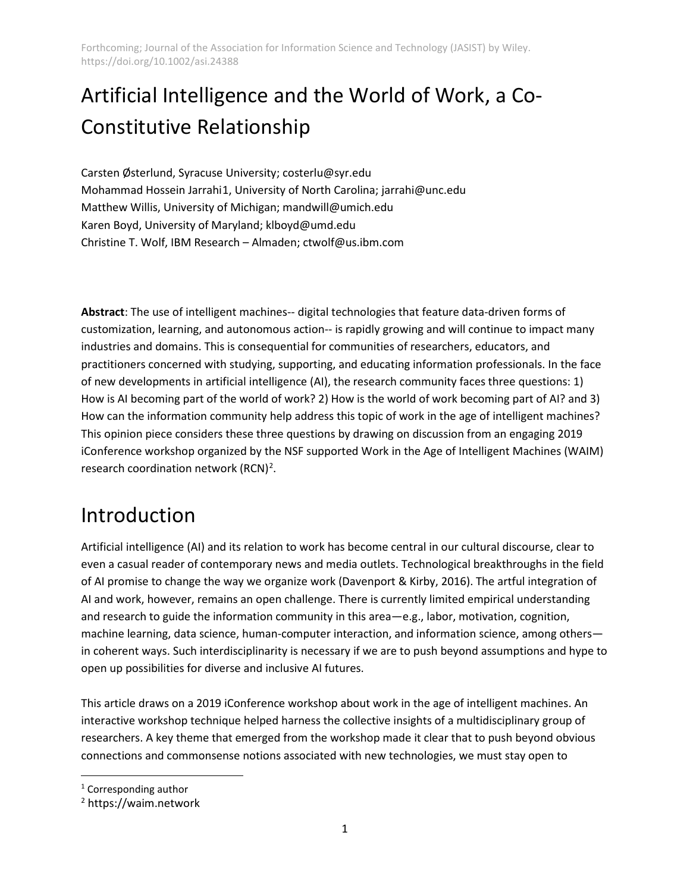Forthcoming; Journal of the Association for Information Science and Technology (JASIST) by Wiley. https://doi.org/10.1002/asi.24388

# Artificial Intelligence and the World of Work, a Co-Constitutive Relationship

Carsten Østerlund, Syracuse University; costerlu@syr.edu
Mohammad Hossein Jarrahi[1], University of North Carolina; jarrahi@unc.edu
Matthew Willis, University of Michigan; mandwill@umich.edu
Karen Boyd, University of Maryland; klboyd@umd.edu
Christine T. Wolf, IBM Research – Almaden; ctwolf@us.ibm.com

**Abstract**: The use of intelligent machines-- digital technologies that feature data-driven forms of customization, learning, and autonomous action-- is rapidly growing and will continue to impact many industries and domains. This is consequential for communities of researchers, educators, and practitioners concerned with studying, supporting, and educating information professionals. In the face of new developments in artificial intelligence (AI), the research community faces three questions: 1) How is AI becoming part of the world of work? 2) How is the world of work becoming part of AI? and 3) How can the information community help address this topic of work in the age of intelligent machines? This opinion piece considers these three questions by drawing on discussion from an engaging 2019 iConference workshop organized by the NSF supported Work in the Age of Intelligent Machines (WAIM) research coordination network (RCN)[2].

# Introduction

Artificial intelligence (AI) and its relation to work has become central in our cultural discourse, clear to even a casual reader of contemporary news and media outlets. Technological breakthroughs in the field of AI promise to change the way we organize work (Davenport & Kirby, 2016). The artful integration of AI and work, however, remains an open challenge. There is currently limited empirical understanding and research to guide the information community in this area—e.g., labor, motivation, cognition, machine learning, data science, human-computer interaction, and information science, among others—in coherent ways. Such interdisciplinarity is necessary if we are to push beyond assumptions and hype to open up possibilities for diverse and inclusive AI futures.

This article draws on a 2019 iConference workshop about work in the age of intelligent machines. An interactive workshop technique helped harness the collective insights of a multidisciplinary group of researchers. A key theme that emerged from the workshop made it clear that to push beyond obvious connections and commonsense notions associated with new technologies, we must stay open to

[1] Corresponding author
[2] https://waim.network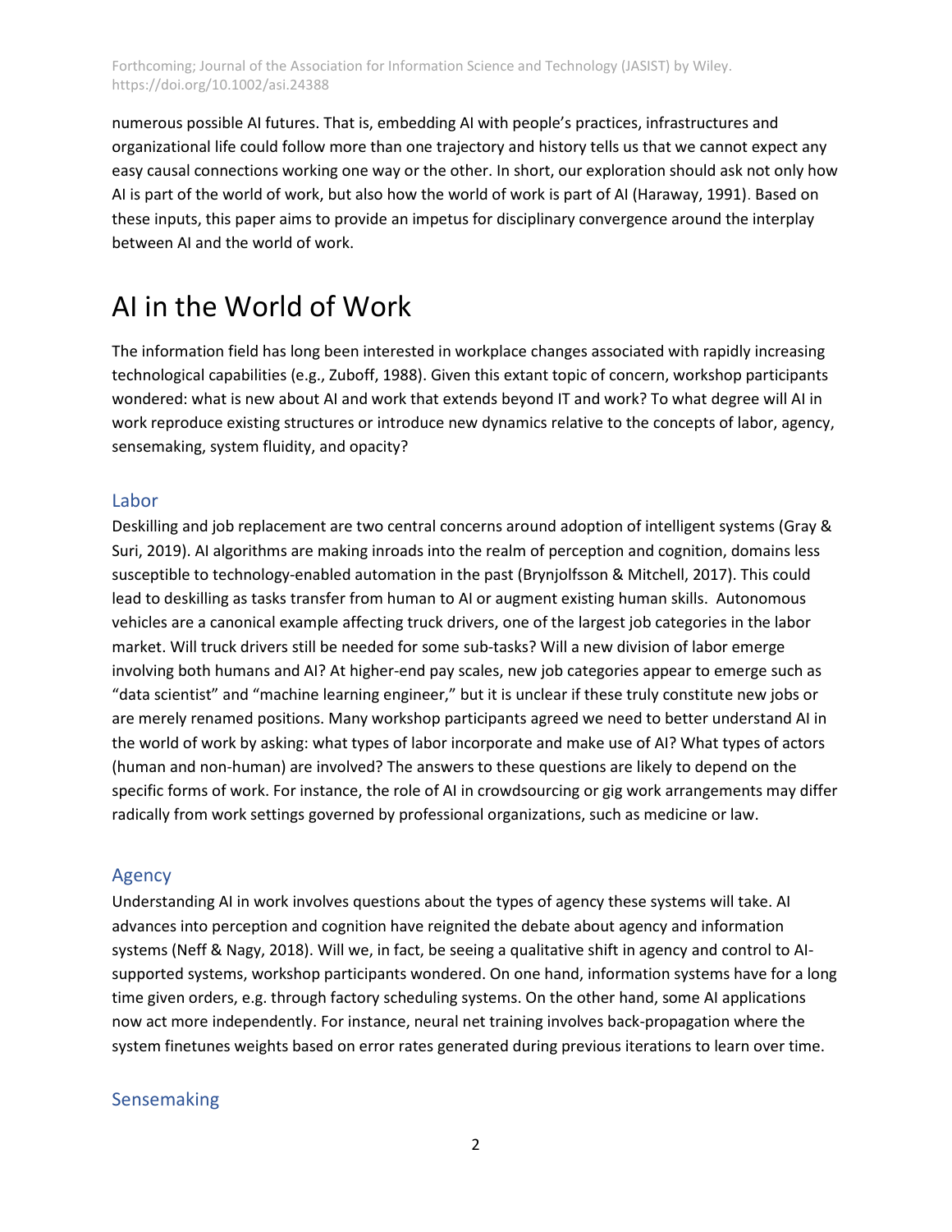numerous possible AI futures. That is, embedding AI with people's practices, infrastructures and organizational life could follow more than one trajectory and history tells us that we cannot expect any easy causal connections working one way or the other. In short, our exploration should ask not only how AI is part of the world of work, but also how the world of work is part of AI (Haraway, 1991). Based on these inputs, this paper aims to provide an impetus for disciplinary convergence around the interplay between AI and the world of work.

# AI in the World of Work

The information field has long been interested in workplace changes associated with rapidly increasing technological capabilities (e.g., Zuboff, 1988). Given this extant topic of concern, workshop participants wondered: what is new about AI and work that extends beyond IT and work? To what degree will AI in work reproduce existing structures or introduce new dynamics relative to the concepts of labor, agency, sensemaking, system fluidity, and opacity?

## Labor

Deskilling and job replacement are two central concerns around adoption of intelligent systems (Gray & Suri, 2019). AI algorithms are making inroads into the realm of perception and cognition, domains less susceptible to technology-enabled automation in the past (Brynjolfsson & Mitchell, 2017). This could lead to deskilling as tasks transfer from human to AI or augment existing human skills. Autonomous vehicles are a canonical example affecting truck drivers, one of the largest job categories in the labor market. Will truck drivers still be needed for some sub-tasks? Will a new division of labor emerge involving both humans and AI? At higher-end pay scales, new job categories appear to emerge such as "data scientist" and "machine learning engineer," but it is unclear if these truly constitute new jobs or are merely renamed positions. Many workshop participants agreed we need to better understand AI in the world of work by asking: what types of labor incorporate and make use of AI? What types of actors (human and non-human) are involved? The answers to these questions are likely to depend on the specific forms of work. For instance, the role of AI in crowdsourcing or gig work arrangements may differ radically from work settings governed by professional organizations, such as medicine or law.

## Agency

Understanding AI in work involves questions about the types of agency these systems will take. AI advances into perception and cognition have reignited the debate about agency and information systems (Neff & Nagy, 2018). Will we, in fact, be seeing a qualitative shift in agency and control to AI-supported systems, workshop participants wondered. On one hand, information systems have for a long time given orders, e.g. through factory scheduling systems. On the other hand, some AI applications now act more independently. For instance, neural net training involves back-propagation where the system finetunes weights based on error rates generated during previous iterations to learn over time.

## Sensemaking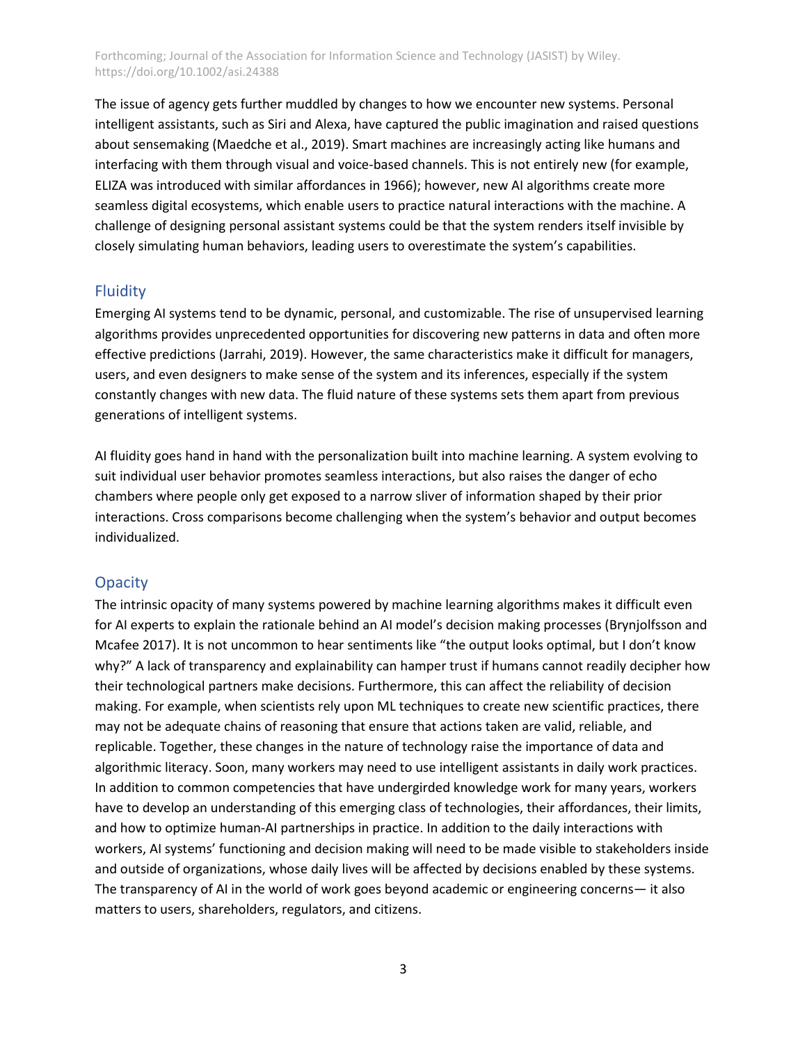The issue of agency gets further muddled by changes to how we encounter new systems. Personal intelligent assistants, such as Siri and Alexa, have captured the public imagination and raised questions about sensemaking (Maedche et al., 2019). Smart machines are increasingly acting like humans and interfacing with them through visual and voice-based channels. This is not entirely new (for example, ELIZA was introduced with similar affordances in 1966); however, new AI algorithms create more seamless digital ecosystems, which enable users to practice natural interactions with the machine. A challenge of designing personal assistant systems could be that the system renders itself invisible by closely simulating human behaviors, leading users to overestimate the system's capabilities.

## Fluidity

Emerging AI systems tend to be dynamic, personal, and customizable. The rise of unsupervised learning algorithms provides unprecedented opportunities for discovering new patterns in data and often more effective predictions (Jarrahi, 2019). However, the same characteristics make it difficult for managers, users, and even designers to make sense of the system and its inferences, especially if the system constantly changes with new data. The fluid nature of these systems sets them apart from previous generations of intelligent systems.

AI fluidity goes hand in hand with the personalization built into machine learning. A system evolving to suit individual user behavior promotes seamless interactions, but also raises the danger of echo chambers where people only get exposed to a narrow sliver of information shaped by their prior interactions. Cross comparisons become challenging when the system's behavior and output becomes individualized.

## Opacity

The intrinsic opacity of many systems powered by machine learning algorithms makes it difficult even for AI experts to explain the rationale behind an AI model's decision making processes (Brynjolfsson and Mcafee 2017). It is not uncommon to hear sentiments like "the output looks optimal, but I don't know why?" A lack of transparency and explainability can hamper trust if humans cannot readily decipher how their technological partners make decisions. Furthermore, this can affect the reliability of decision making. For example, when scientists rely upon ML techniques to create new scientific practices, there may not be adequate chains of reasoning that ensure that actions taken are valid, reliable, and replicable. Together, these changes in the nature of technology raise the importance of data and algorithmic literacy. Soon, many workers may need to use intelligent assistants in daily work practices. In addition to common competencies that have undergirded knowledge work for many years, workers have to develop an understanding of this emerging class of technologies, their affordances, their limits, and how to optimize human-AI partnerships in practice. In addition to the daily interactions with workers, AI systems' functioning and decision making will need to be made visible to stakeholders inside and outside of organizations, whose daily lives will be affected by decisions enabled by these systems. The transparency of AI in the world of work goes beyond academic or engineering concerns— it also matters to users, shareholders, regulators, and citizens.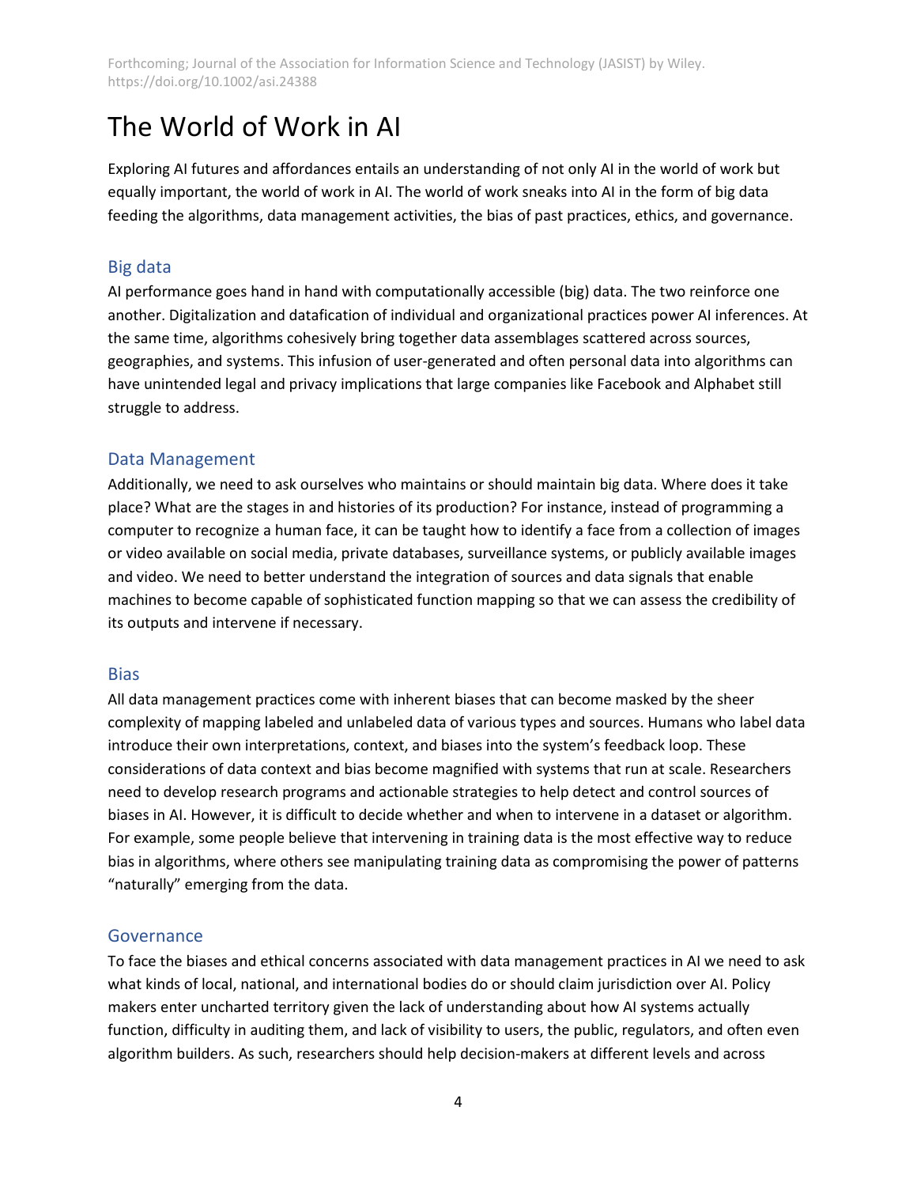# The World of Work in AI

Exploring AI futures and affordances entails an understanding of not only AI in the world of work but equally important, the world of work in AI. The world of work sneaks into AI in the form of big data feeding the algorithms, data management activities, the bias of past practices, ethics, and governance.

## Big data

AI performance goes hand in hand with computationally accessible (big) data. The two reinforce one another. Digitalization and datafication of individual and organizational practices power AI inferences. At the same time, algorithms cohesively bring together data assemblages scattered across sources, geographies, and systems. This infusion of user-generated and often personal data into algorithms can have unintended legal and privacy implications that large companies like Facebook and Alphabet still struggle to address.

## Data Management

Additionally, we need to ask ourselves who maintains or should maintain big data. Where does it take place? What are the stages in and histories of its production? For instance, instead of programming a computer to recognize a human face, it can be taught how to identify a face from a collection of images or video available on social media, private databases, surveillance systems, or publicly available images and video. We need to better understand the integration of sources and data signals that enable machines to become capable of sophisticated function mapping so that we can assess the credibility of its outputs and intervene if necessary.

## Bias

All data management practices come with inherent biases that can become masked by the sheer complexity of mapping labeled and unlabeled data of various types and sources. Humans who label data introduce their own interpretations, context, and biases into the system's feedback loop. These considerations of data context and bias become magnified with systems that run at scale. Researchers need to develop research programs and actionable strategies to help detect and control sources of biases in AI. However, it is difficult to decide whether and when to intervene in a dataset or algorithm. For example, some people believe that intervening in training data is the most effective way to reduce bias in algorithms, where others see manipulating training data as compromising the power of patterns "naturally" emerging from the data.

## Governance

To face the biases and ethical concerns associated with data management practices in AI we need to ask what kinds of local, national, and international bodies do or should claim jurisdiction over AI. Policy makers enter uncharted territory given the lack of understanding about how AI systems actually function, difficulty in auditing them, and lack of visibility to users, the public, regulators, and often even algorithm builders. As such, researchers should help decision-makers at different levels and across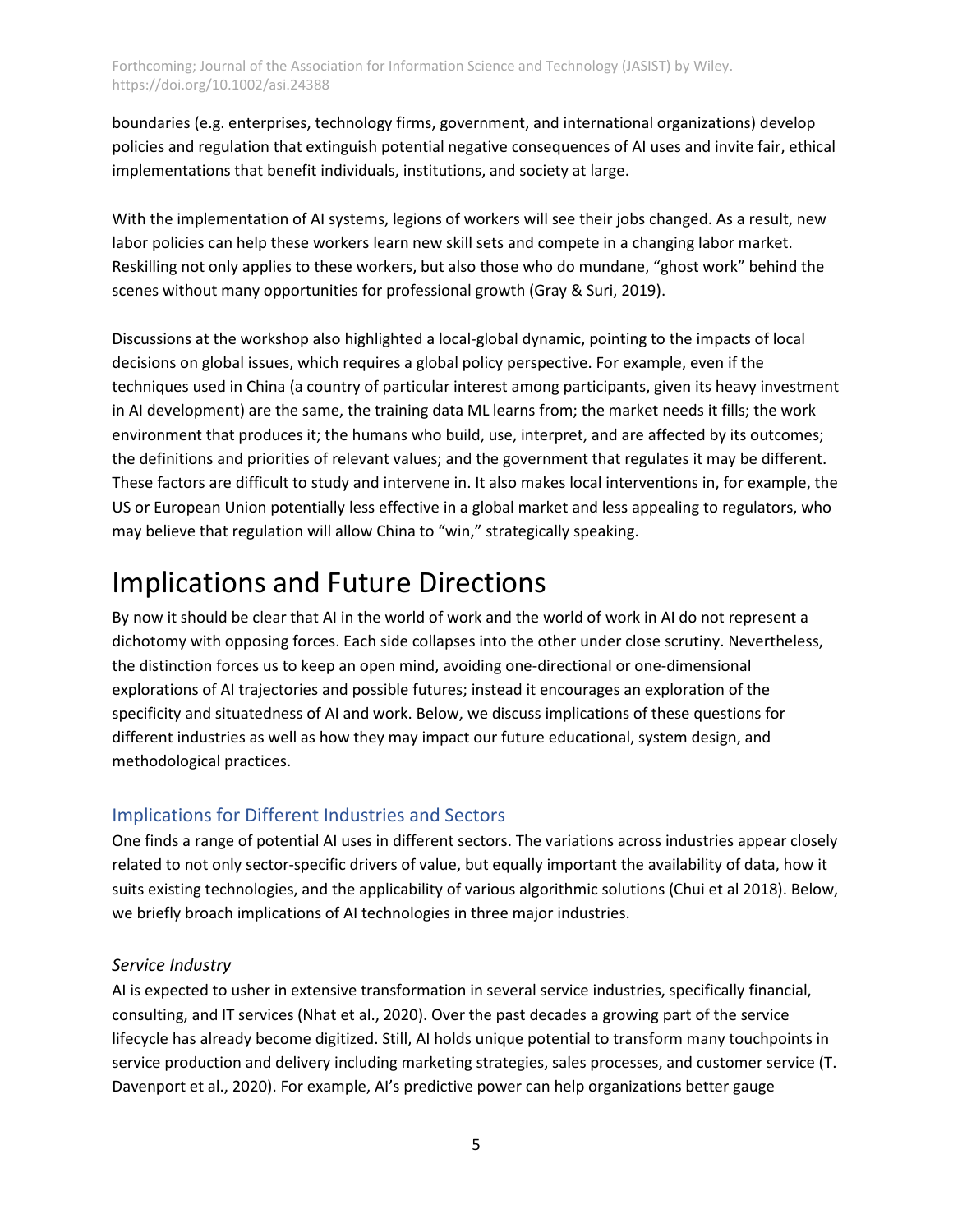boundaries (e.g. enterprises, technology firms, government, and international organizations) develop policies and regulation that extinguish potential negative consequences of AI uses and invite fair, ethical implementations that benefit individuals, institutions, and society at large.

With the implementation of AI systems, legions of workers will see their jobs changed. As a result, new labor policies can help these workers learn new skill sets and compete in a changing labor market. Reskilling not only applies to these workers, but also those who do mundane, "ghost work" behind the scenes without many opportunities for professional growth (Gray & Suri, 2019).

Discussions at the workshop also highlighted a local-global dynamic, pointing to the impacts of local decisions on global issues, which requires a global policy perspective. For example, even if the techniques used in China (a country of particular interest among participants, given its heavy investment in AI development) are the same, the training data ML learns from; the market needs it fills; the work environment that produces it; the humans who build, use, interpret, and are affected by its outcomes; the definitions and priorities of relevant values; and the government that regulates it may be different. These factors are difficult to study and intervene in. It also makes local interventions in, for example, the US or European Union potentially less effective in a global market and less appealing to regulators, who may believe that regulation will allow China to "win," strategically speaking.

# Implications and Future Directions

By now it should be clear that AI in the world of work and the world of work in AI do not represent a dichotomy with opposing forces. Each side collapses into the other under close scrutiny. Nevertheless, the distinction forces us to keep an open mind, avoiding one-directional or one-dimensional explorations of AI trajectories and possible futures; instead it encourages an exploration of the specificity and situatedness of AI and work. Below, we discuss implications of these questions for different industries as well as how they may impact our future educational, system design, and methodological practices.

## Implications for Different Industries and Sectors

One finds a range of potential AI uses in different sectors. The variations across industries appear closely related to not only sector-specific drivers of value, but equally important the availability of data, how it suits existing technologies, and the applicability of various algorithmic solutions (Chui et al 2018). Below, we briefly broach implications of AI technologies in three major industries.

### *Service Industry*

AI is expected to usher in extensive transformation in several service industries, specifically financial, consulting, and IT services (Nhat et al., 2020). Over the past decades a growing part of the service lifecycle has already become digitized. Still, AI holds unique potential to transform many touchpoints in service production and delivery including marketing strategies, sales processes, and customer service (T. Davenport et al., 2020). For example, AI's predictive power can help organizations better gauge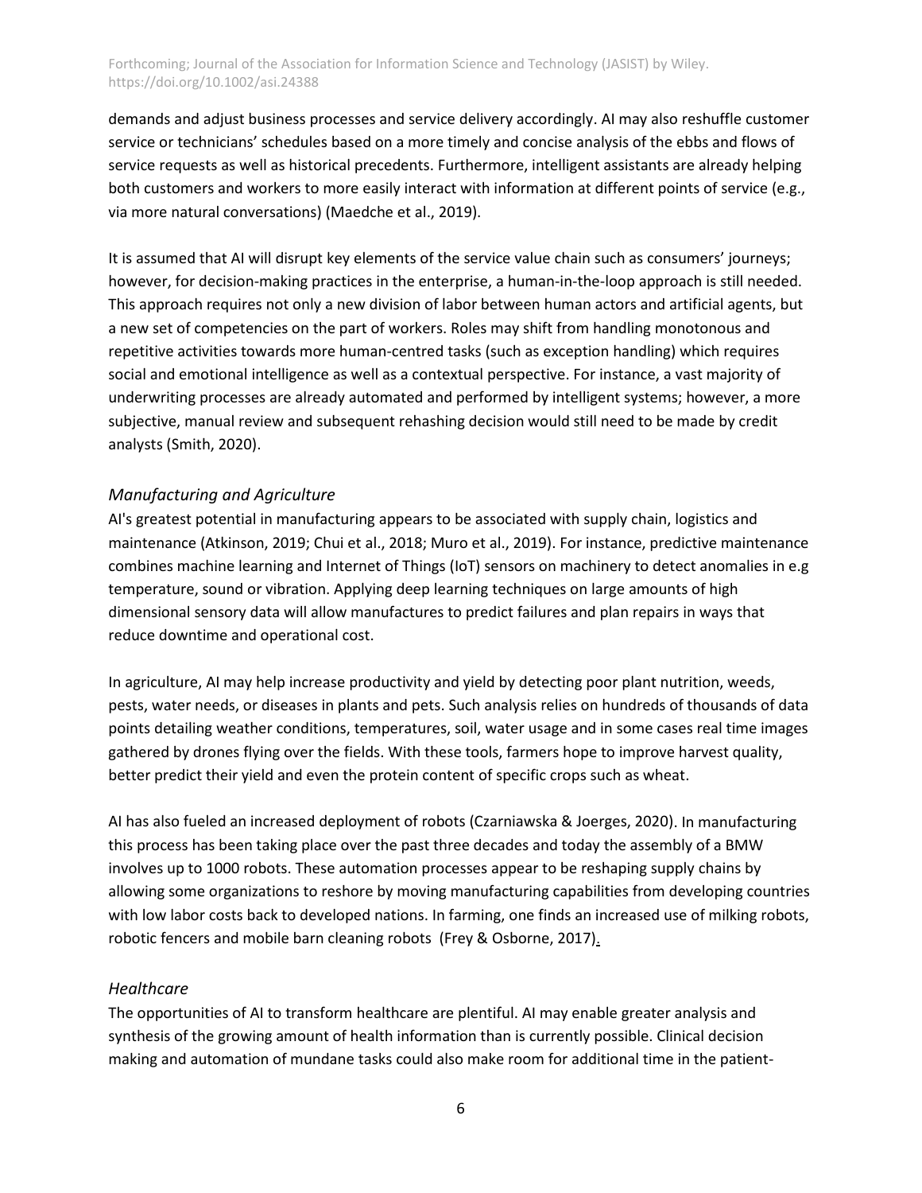demands and adjust business processes and service delivery accordingly. AI may also reshuffle customer service or technicians' schedules based on a more timely and concise analysis of the ebbs and flows of service requests as well as historical precedents. Furthermore, intelligent assistants are already helping both customers and workers to more easily interact with information at different points of service (e.g., via more natural conversations) (Maedche et al., 2019).

It is assumed that AI will disrupt key elements of the service value chain such as consumers' journeys; however, for decision-making practices in the enterprise, a human-in-the-loop approach is still needed. This approach requires not only a new division of labor between human actors and artificial agents, but a new set of competencies on the part of workers. Roles may shift from handling monotonous and repetitive activities towards more human-centred tasks (such as exception handling) which requires social and emotional intelligence as well as a contextual perspective. For instance, a vast majority of underwriting processes are already automated and performed by intelligent systems; however, a more subjective, manual review and subsequent rehashing decision would still need to be made by credit analysts (Smith, 2020).

### *Manufacturing and Agriculture*

AI's greatest potential in manufacturing appears to be associated with supply chain, logistics and maintenance (Atkinson, 2019; Chui et al., 2018; Muro et al., 2019). For instance, predictive maintenance combines machine learning and Internet of Things (IoT) sensors on machinery to detect anomalies in e.g temperature, sound or vibration. Applying deep learning techniques on large amounts of high dimensional sensory data will allow manufactures to predict failures and plan repairs in ways that reduce downtime and operational cost.

In agriculture, AI may help increase productivity and yield by detecting poor plant nutrition, weeds, pests, water needs, or diseases in plants and pets. Such analysis relies on hundreds of thousands of data points detailing weather conditions, temperatures, soil, water usage and in some cases real time images gathered by drones flying over the fields. With these tools, farmers hope to improve harvest quality, better predict their yield and even the protein content of specific crops such as wheat.

AI has also fueled an increased deployment of robots (Czarniawska & Joerges, 2020). In manufacturing this process has been taking place over the past three decades and today the assembly of a BMW involves up to 1000 robots. These automation processes appear to be reshaping supply chains by allowing some organizations to reshore by moving manufacturing capabilities from developing countries with low labor costs back to developed nations. In farming, one finds an increased use of milking robots, robotic fencers and mobile barn cleaning robots (Frey & Osborne, 2017).

### *Healthcare*

The opportunities of AI to transform healthcare are plentiful. AI may enable greater analysis and synthesis of the growing amount of health information than is currently possible. Clinical decision making and automation of mundane tasks could also make room for additional time in the patient-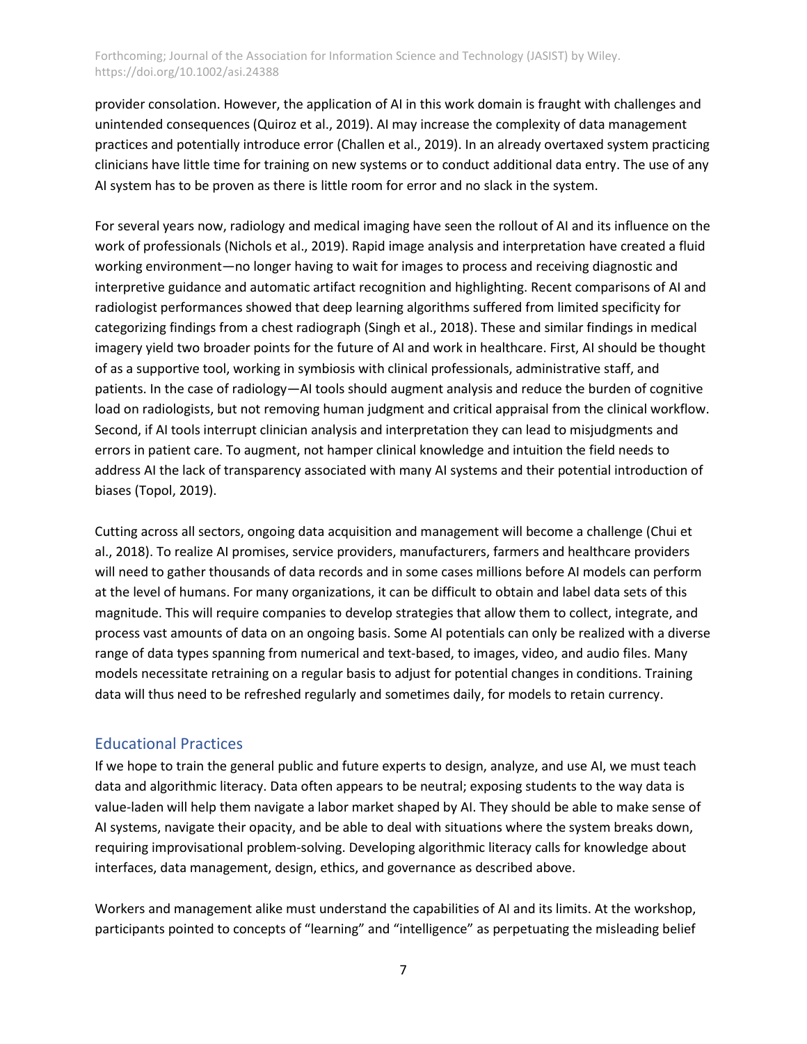provider consolation. However, the application of AI in this work domain is fraught with challenges and unintended consequences (Quiroz et al., 2019). AI may increase the complexity of data management practices and potentially introduce error (Challen et al., 2019). In an already overtaxed system practicing clinicians have little time for training on new systems or to conduct additional data entry. The use of any AI system has to be proven as there is little room for error and no slack in the system.

For several years now, radiology and medical imaging have seen the rollout of AI and its influence on the work of professionals (Nichols et al., 2019). Rapid image analysis and interpretation have created a fluid working environment—no longer having to wait for images to process and receiving diagnostic and interpretive guidance and automatic artifact recognition and highlighting. Recent comparisons of AI and radiologist performances showed that deep learning algorithms suffered from limited specificity for categorizing findings from a chest radiograph (Singh et al., 2018). These and similar findings in medical imagery yield two broader points for the future of AI and work in healthcare. First, AI should be thought of as a supportive tool, working in symbiosis with clinical professionals, administrative staff, and patients. In the case of radiology—AI tools should augment analysis and reduce the burden of cognitive load on radiologists, but not removing human judgment and critical appraisal from the clinical workflow. Second, if AI tools interrupt clinician analysis and interpretation they can lead to misjudgments and errors in patient care. To augment, not hamper clinical knowledge and intuition the field needs to address AI the lack of transparency associated with many AI systems and their potential introduction of biases (Topol, 2019).

Cutting across all sectors, ongoing data acquisition and management will become a challenge (Chui et al., 2018). To realize AI promises, service providers, manufacturers, farmers and healthcare providers will need to gather thousands of data records and in some cases millions before AI models can perform at the level of humans. For many organizations, it can be difficult to obtain and label data sets of this magnitude. This will require companies to develop strategies that allow them to collect, integrate, and process vast amounts of data on an ongoing basis. Some AI potentials can only be realized with a diverse range of data types spanning from numerical and text-based, to images, video, and audio files. Many models necessitate retraining on a regular basis to adjust for potential changes in conditions. Training data will thus need to be refreshed regularly and sometimes daily, for models to retain currency.

## Educational Practices

If we hope to train the general public and future experts to design, analyze, and use AI, we must teach data and algorithmic literacy. Data often appears to be neutral; exposing students to the way data is value-laden will help them navigate a labor market shaped by AI. They should be able to make sense of AI systems, navigate their opacity, and be able to deal with situations where the system breaks down, requiring improvisational problem-solving. Developing algorithmic literacy calls for knowledge about interfaces, data management, design, ethics, and governance as described above.

Workers and management alike must understand the capabilities of AI and its limits. At the workshop, participants pointed to concepts of "learning" and "intelligence" as perpetuating the misleading belief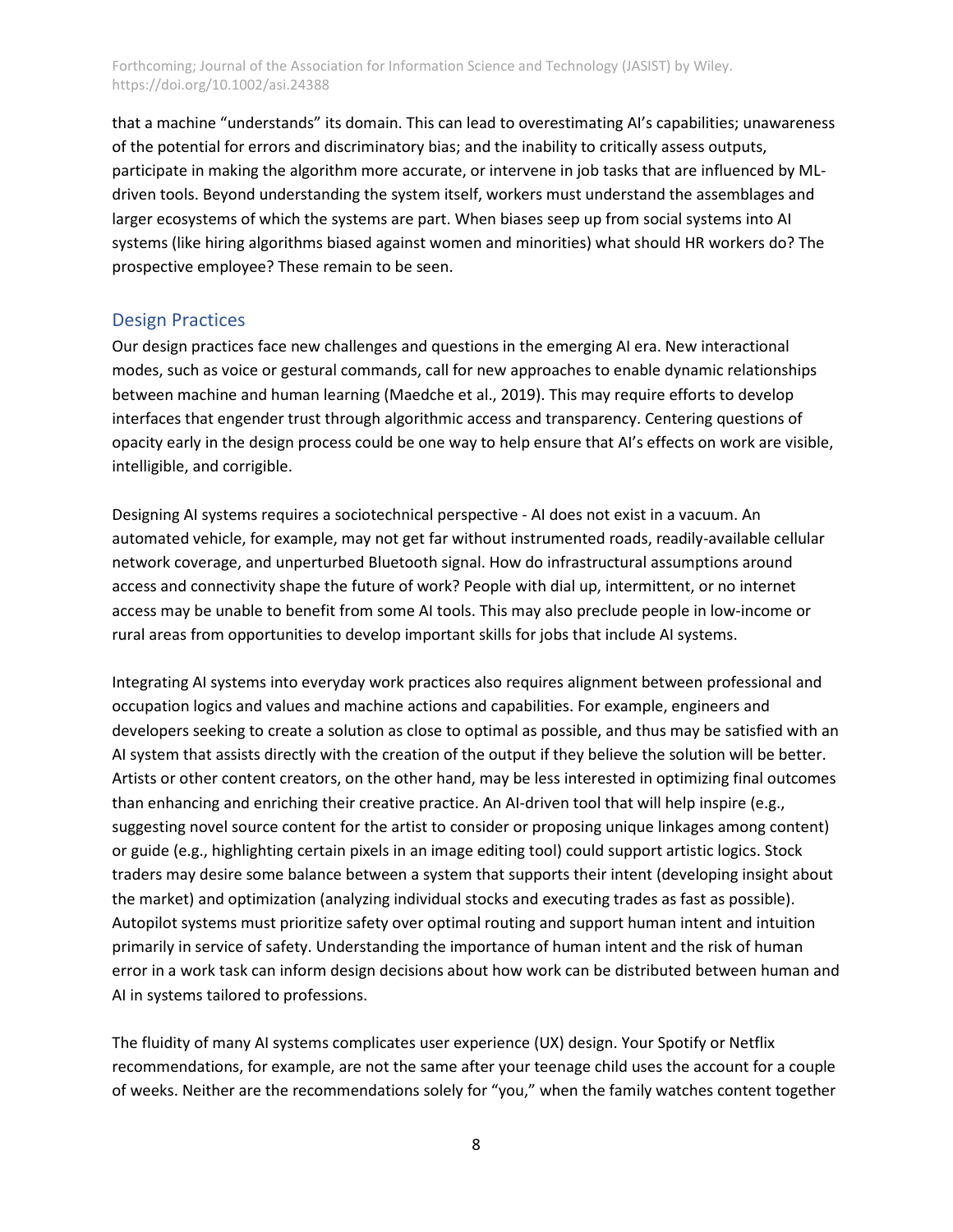that a machine "understands" its domain. This can lead to overestimating AI's capabilities; unawareness of the potential for errors and discriminatory bias; and the inability to critically assess outputs, participate in making the algorithm more accurate, or intervene in job tasks that are influenced by ML-driven tools. Beyond understanding the system itself, workers must understand the assemblages and larger ecosystems of which the systems are part. When biases seep up from social systems into AI systems (like hiring algorithms biased against women and minorities) what should HR workers do? The prospective employee? These remain to be seen.

## Design Practices

Our design practices face new challenges and questions in the emerging AI era. New interactional modes, such as voice or gestural commands, call for new approaches to enable dynamic relationships between machine and human learning (Maedche et al., 2019). This may require efforts to develop interfaces that engender trust through algorithmic access and transparency. Centering questions of opacity early in the design process could be one way to help ensure that AI's effects on work are visible, intelligible, and corrigible.

Designing AI systems requires a sociotechnical perspective - AI does not exist in a vacuum. An automated vehicle, for example, may not get far without instrumented roads, readily-available cellular network coverage, and unperturbed Bluetooth signal. How do infrastructural assumptions around access and connectivity shape the future of work? People with dial up, intermittent, or no internet access may be unable to benefit from some AI tools. This may also preclude people in low-income or rural areas from opportunities to develop important skills for jobs that include AI systems.

Integrating AI systems into everyday work practices also requires alignment between professional and occupation logics and values and machine actions and capabilities. For example, engineers and developers seeking to create a solution as close to optimal as possible, and thus may be satisfied with an AI system that assists directly with the creation of the output if they believe the solution will be better. Artists or other content creators, on the other hand, may be less interested in optimizing final outcomes than enhancing and enriching their creative practice. An AI-driven tool that will help inspire (e.g., suggesting novel source content for the artist to consider or proposing unique linkages among content) or guide (e.g., highlighting certain pixels in an image editing tool) could support artistic logics. Stock traders may desire some balance between a system that supports their intent (developing insight about the market) and optimization (analyzing individual stocks and executing trades as fast as possible). Autopilot systems must prioritize safety over optimal routing and support human intent and intuition primarily in service of safety. Understanding the importance of human intent and the risk of human error in a work task can inform design decisions about how work can be distributed between human and AI in systems tailored to professions.

The fluidity of many AI systems complicates user experience (UX) design. Your Spotify or Netflix recommendations, for example, are not the same after your teenage child uses the account for a couple of weeks. Neither are the recommendations solely for "you," when the family watches content together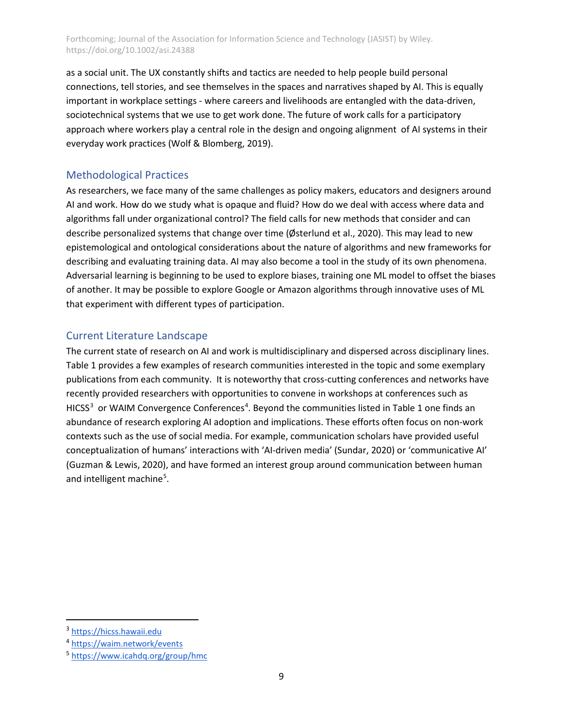as a social unit. The UX constantly shifts and tactics are needed to help people build personal connections, tell stories, and see themselves in the spaces and narratives shaped by AI. This is equally important in workplace settings - where careers and livelihoods are entangled with the data-driven, sociotechnical systems that we use to get work done. The future of work calls for a participatory approach where workers play a central role in the design and ongoing alignment of AI systems in their everyday work practices (Wolf & Blomberg, 2019).

## Methodological Practices

As researchers, we face many of the same challenges as policy makers, educators and designers around AI and work. How do we study what is opaque and fluid? How do we deal with access where data and algorithms fall under organizational control? The field calls for new methods that consider and can describe personalized systems that change over time (Østerlund et al., 2020). This may lead to new epistemological and ontological considerations about the nature of algorithms and new frameworks for describing and evaluating training data. AI may also become a tool in the study of its own phenomena. Adversarial learning is beginning to be used to explore biases, training one ML model to offset the biases of another. It may be possible to explore Google or Amazon algorithms through innovative uses of ML that experiment with different types of participation.

## Current Literature Landscape

The current state of research on AI and work is multidisciplinary and dispersed across disciplinary lines. Table 1 provides a few examples of research communities interested in the topic and some exemplary publications from each community. It is noteworthy that cross-cutting conferences and networks have recently provided researchers with opportunities to convene in workshops at conferences such as HICSS[3] or WAIM Convergence Conferences[4]. Beyond the communities listed in Table 1 one finds an abundance of research exploring AI adoption and implications. These efforts often focus on non-work contexts such as the use of social media. For example, communication scholars have provided useful conceptualization of humans' interactions with 'AI-driven media' (Sundar, 2020) or 'communicative AI' (Guzman & Lewis, 2020), and have formed an interest group around communication between human and intelligent machine[5].

---

[3] https://hicss.hawaii.edu

[4] https://waim.network/events

[5] https://www.icahdq.org/group/hmc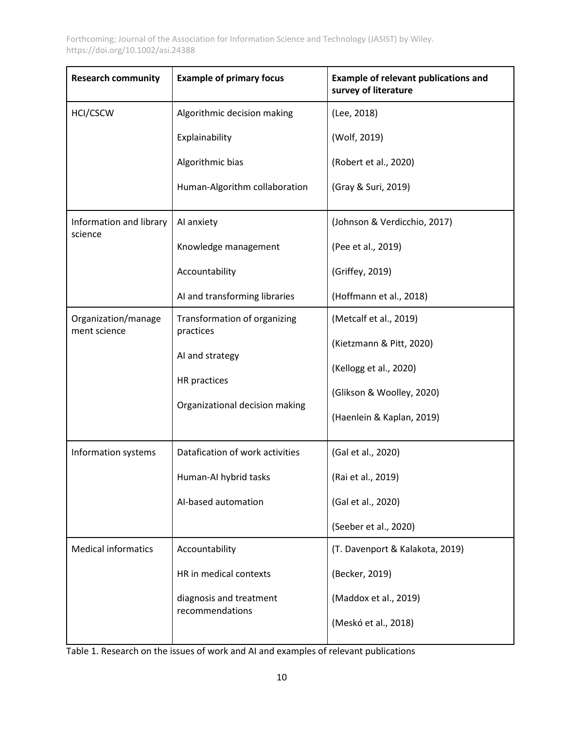| Research community | Example of primary focus | Example of relevant publications and survey of literature |
| --- | --- | --- |
| HCI/CSCW | Algorithmic decision making | (Lee, 2018) |
| | Explainability | (Wolf, 2019) |
| | Algorithmic bias | (Robert et al., 2020) |
| | Human-Algorithm collaboration | (Gray & Suri, 2019) |
| Information and library science | AI anxiety | (Johnson & Verdicchio, 2017) |
| | Knowledge management | (Pee et al., 2019) |
| | Accountability | (Griffey, 2019) |
| | AI and transforming libraries | (Hoffmann et al., 2018) |
| Organization/management science | Transformation of organizing practices | (Metcalf et al., 2019) |
| | AI and strategy | (Kietzmann & Pitt, 2020) |
| | HR practices | (Kellogg et al., 2020) |
| | Organizational decision making | (Glikson & Woolley, 2020) |
| | | (Haenlein & Kaplan, 2019) |
| Information systems | Datafication of work activities | (Gal et al., 2020) |
| | Human-AI hybrid tasks | (Rai et al., 2019) |
| | AI-based automation | (Gal et al., 2020) |
| | | (Seeber et al., 2020) |
| Medical informatics | Accountability | (T. Davenport & Kalakota, 2019) |
| | HR in medical contexts | (Becker, 2019) |
| | diagnosis and treatment recommendations | (Maddox et al., 2019) |
| | | (Meskó et al., 2018) |

Table 1. Research on the issues of work and AI and examples of relevant publications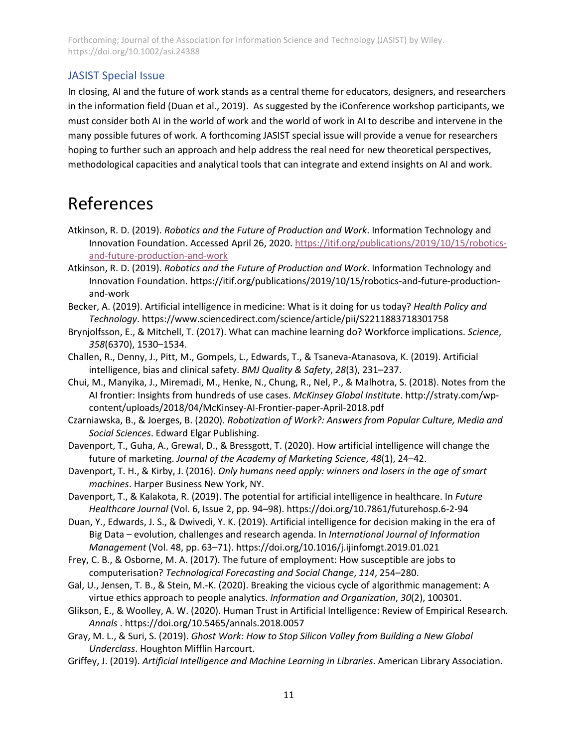## JASIST Special Issue

In closing, AI and the future of work stands as a central theme for educators, designers, and researchers in the information field (Duan et al., 2019). As suggested by the iConference workshop participants, we must consider both AI in the world of work and the world of work in AI to describe and intervene in the many possible futures of work. A forthcoming JASIST special issue will provide a venue for researchers hoping to further such an approach and help address the real need for new theoretical perspectives, methodological capacities and analytical tools that can integrate and extend insights on AI and work.

# References

Atkinson, R. D. (2019). *Robotics and the Future of Production and Work*. Information Technology and Innovation Foundation. Accessed April 26, 2020. https://itif.org/publications/2019/10/15/robotics-and-future-production-and-work

Atkinson, R. D. (2019). *Robotics and the Future of Production and Work*. Information Technology and Innovation Foundation. https://itif.org/publications/2019/10/15/robotics-and-future-production-and-work

Becker, A. (2019). Artificial intelligence in medicine: What is it doing for us today? *Health Policy and Technology*. https://www.sciencedirect.com/science/article/pii/S2211883718301758

Brynjolfsson, E., & Mitchell, T. (2017). What can machine learning do? Workforce implications. *Science*, *358*(6370), 1530–1534.

Challen, R., Denny, J., Pitt, M., Gompels, L., Edwards, T., & Tsaneva-Atanasova, K. (2019). Artificial intelligence, bias and clinical safety. *BMJ Quality & Safety*, *28*(3), 231–237.

Chui, M., Manyika, J., Miremadi, M., Henke, N., Chung, R., Nel, P., & Malhotra, S. (2018). Notes from the AI frontier: Insights from hundreds of use cases. *McKinsey Global Institute*. http://straty.com/wp-content/uploads/2018/04/McKinsey-AI-Frontier-paper-April-2018.pdf

Czarniawska, B., & Joerges, B. (2020). *Robotization of Work?: Answers from Popular Culture, Media and Social Sciences*. Edward Elgar Publishing.

Davenport, T., Guha, A., Grewal, D., & Bressgott, T. (2020). How artificial intelligence will change the future of marketing. *Journal of the Academy of Marketing Science*, *48*(1), 24–42.

Davenport, T. H., & Kirby, J. (2016). *Only humans need apply: winners and losers in the age of smart machines*. Harper Business New York, NY.

Davenport, T., & Kalakota, R. (2019). The potential for artificial intelligence in healthcare. In *Future Healthcare Journal* (Vol. 6, Issue 2, pp. 94–98). https://doi.org/10.7861/futurehosp.6-2-94

Duan, Y., Edwards, J. S., & Dwivedi, Y. K. (2019). Artificial intelligence for decision making in the era of Big Data – evolution, challenges and research agenda. In *International Journal of Information Management* (Vol. 48, pp. 63–71). https://doi.org/10.1016/j.ijinfomgt.2019.01.021

Frey, C. B., & Osborne, M. A. (2017). The future of employment: How susceptible are jobs to computerisation? *Technological Forecasting and Social Change*, *114*, 254–280.

Gal, U., Jensen, T. B., & Stein, M.-K. (2020). Breaking the vicious cycle of algorithmic management: A virtue ethics approach to people analytics. *Information and Organization*, *30*(2), 100301.

Glikson, E., & Woolley, A. W. (2020). Human Trust in Artificial Intelligence: Review of Empirical Research. *Annals* . https://doi.org/10.5465/annals.2018.0057

Gray, M. L., & Suri, S. (2019). *Ghost Work: How to Stop Silicon Valley from Building a New Global Underclass*. Houghton Mifflin Harcourt.

Griffey, J. (2019). *Artificial Intelligence and Machine Learning in Libraries*. American Library Association.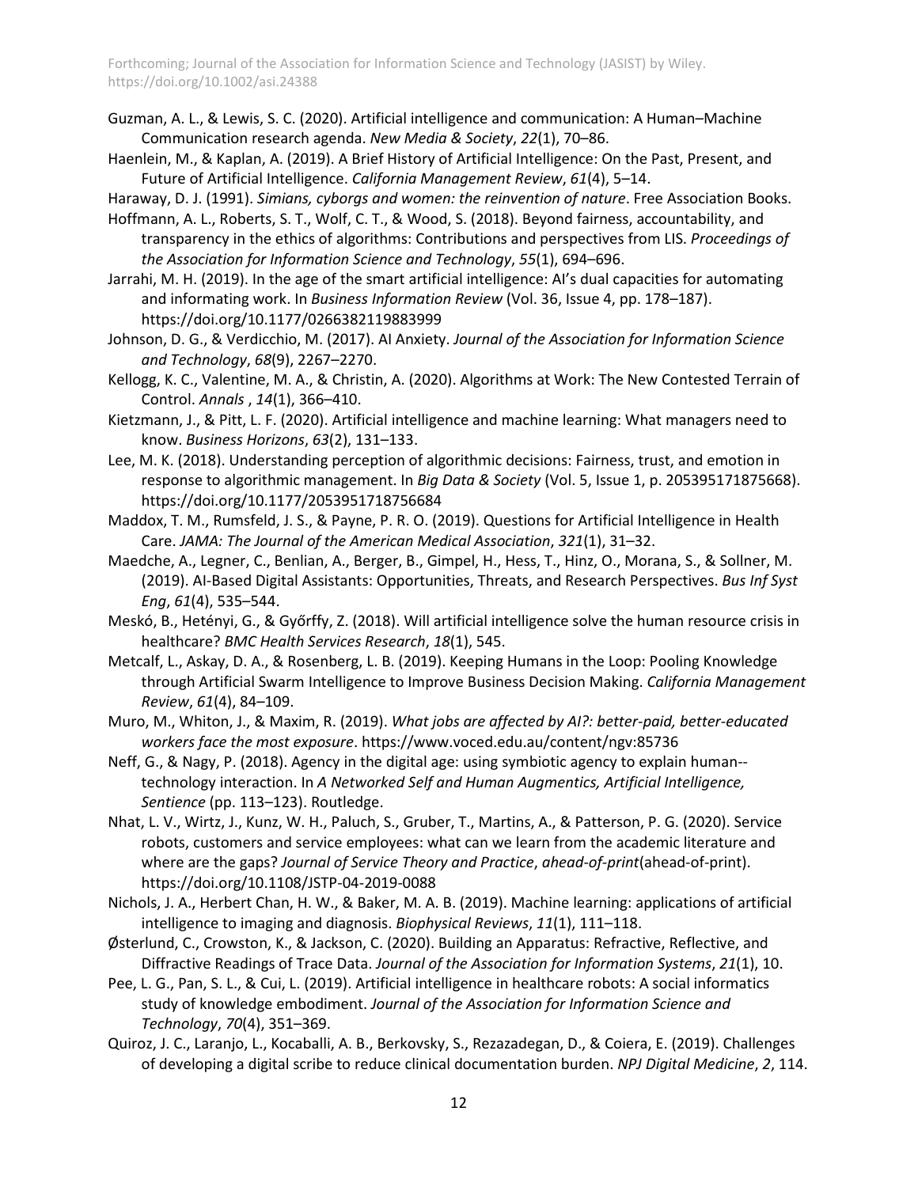Guzman, A. L., & Lewis, S. C. (2020). Artificial intelligence and communication: A Human–Machine Communication research agenda. *New Media & Society*, *22*(1), 70–86.

Haenlein, M., & Kaplan, A. (2019). A Brief History of Artificial Intelligence: On the Past, Present, and Future of Artificial Intelligence. *California Management Review*, *61*(4), 5–14.

Haraway, D. J. (1991). *Simians, cyborgs and women: the reinvention of nature*. Free Association Books.

Hoffmann, A. L., Roberts, S. T., Wolf, C. T., & Wood, S. (2018). Beyond fairness, accountability, and transparency in the ethics of algorithms: Contributions and perspectives from LIS. *Proceedings of the Association for Information Science and Technology*, *55*(1), 694–696.

Jarrahi, M. H. (2019). In the age of the smart artificial intelligence: AI's dual capacities for automating and informating work. In *Business Information Review* (Vol. 36, Issue 4, pp. 178–187). https://doi.org/10.1177/0266382119883999

Johnson, D. G., & Verdicchio, M. (2017). AI Anxiety. *Journal of the Association for Information Science and Technology*, *68*(9), 2267–2270.

Kellogg, K. C., Valentine, M. A., & Christin, A. (2020). Algorithms at Work: The New Contested Terrain of Control. *Annals* , *14*(1), 366–410.

Kietzmann, J., & Pitt, L. F. (2020). Artificial intelligence and machine learning: What managers need to know. *Business Horizons*, *63*(2), 131–133.

Lee, M. K. (2018). Understanding perception of algorithmic decisions: Fairness, trust, and emotion in response to algorithmic management. In *Big Data & Society* (Vol. 5, Issue 1, p. 205395171875668). https://doi.org/10.1177/2053951718756684

Maddox, T. M., Rumsfeld, J. S., & Payne, P. R. O. (2019). Questions for Artificial Intelligence in Health Care. *JAMA: The Journal of the American Medical Association*, *321*(1), 31–32.

Maedche, A., Legner, C., Benlian, A., Berger, B., Gimpel, H., Hess, T., Hinz, O., Morana, S., & Sollner, M. (2019). AI-Based Digital Assistants: Opportunities, Threats, and Research Perspectives. *Bus Inf Syst Eng*, *61*(4), 535–544.

Meskó, B., Hetényi, G., & Győrffy, Z. (2018). Will artificial intelligence solve the human resource crisis in healthcare? *BMC Health Services Research*, *18*(1), 545.

Metcalf, L., Askay, D. A., & Rosenberg, L. B. (2019). Keeping Humans in the Loop: Pooling Knowledge through Artificial Swarm Intelligence to Improve Business Decision Making. *California Management Review*, *61*(4), 84–109.

Muro, M., Whiton, J., & Maxim, R. (2019). *What jobs are affected by AI?: better-paid, better-educated workers face the most exposure*. https://www.voced.edu.au/content/ngv:85736

Neff, G., & Nagy, P. (2018). Agency in the digital age: using symbiotic agency to explain human--technology interaction. In *A Networked Self and Human Augmentics, Artificial Intelligence, Sentience* (pp. 113–123). Routledge.

Nhat, L. V., Wirtz, J., Kunz, W. H., Paluch, S., Gruber, T., Martins, A., & Patterson, P. G. (2020). Service robots, customers and service employees: what can we learn from the academic literature and where are the gaps? *Journal of Service Theory and Practice*, *ahead-of-print*(ahead-of-print). https://doi.org/10.1108/JSTP-04-2019-0088

Nichols, J. A., Herbert Chan, H. W., & Baker, M. A. B. (2019). Machine learning: applications of artificial intelligence to imaging and diagnosis. *Biophysical Reviews*, *11*(1), 111–118.

Østerlund, C., Crowston, K., & Jackson, C. (2020). Building an Apparatus: Refractive, Reflective, and Diffractive Readings of Trace Data. *Journal of the Association for Information Systems*, *21*(1), 10.

Pee, L. G., Pan, S. L., & Cui, L. (2019). Artificial intelligence in healthcare robots: A social informatics study of knowledge embodiment. *Journal of the Association for Information Science and Technology*, *70*(4), 351–369.

Quiroz, J. C., Laranjo, L., Kocaballi, A. B., Berkovsky, S., Rezazadegan, D., & Coiera, E. (2019). Challenges of developing a digital scribe to reduce clinical documentation burden. *NPJ Digital Medicine*, *2*, 114.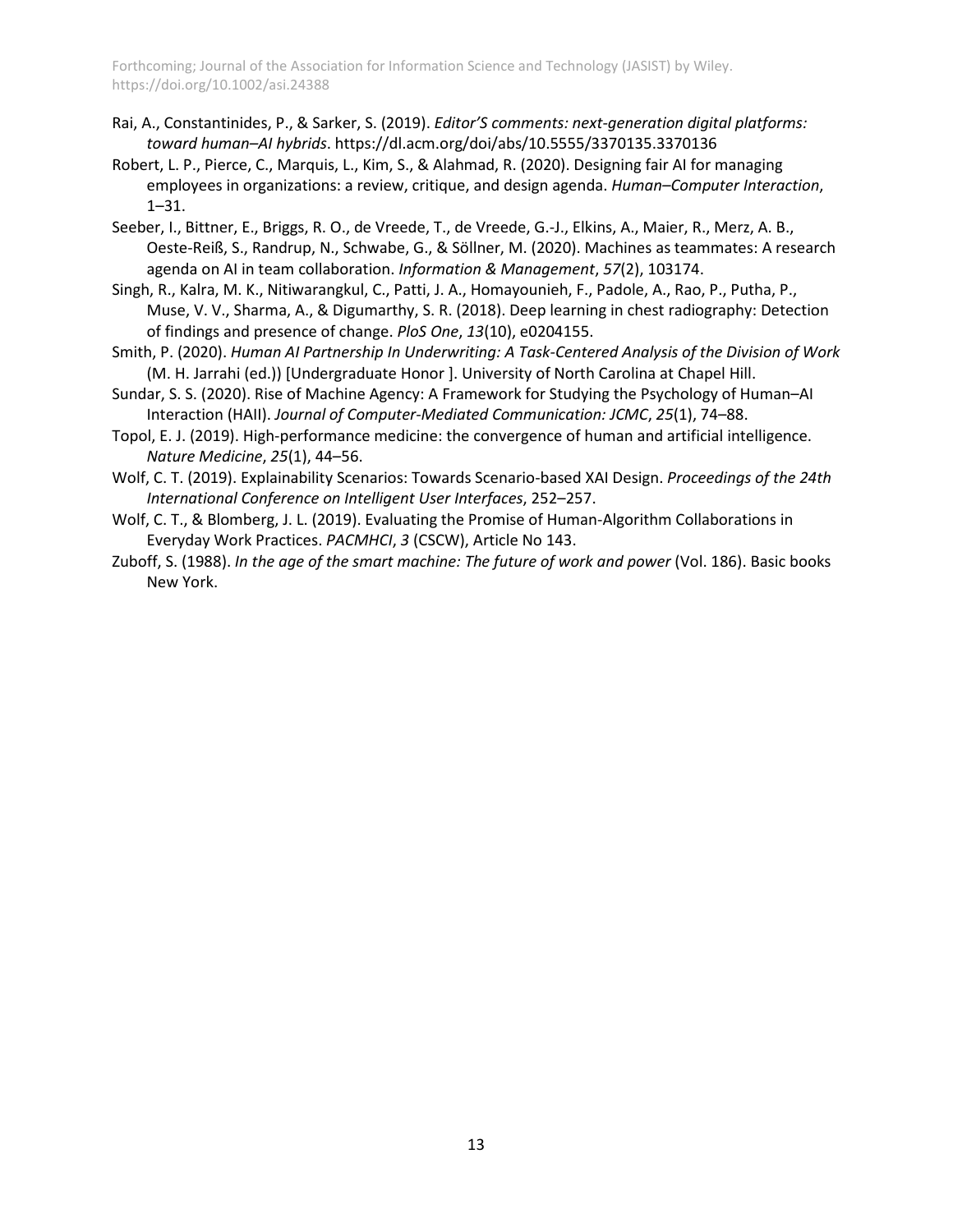Rai, A., Constantinides, P., & Sarker, S. (2019). *Editor'S comments: next-generation digital platforms: toward human–AI hybrids*. https://dl.acm.org/doi/abs/10.5555/3370135.3370136

Robert, L. P., Pierce, C., Marquis, L., Kim, S., & Alahmad, R. (2020). Designing fair AI for managing employees in organizations: a review, critique, and design agenda. *Human–Computer Interaction*, 1–31.

Seeber, I., Bittner, E., Briggs, R. O., de Vreede, T., de Vreede, G.-J., Elkins, A., Maier, R., Merz, A. B., Oeste-Reiß, S., Randrup, N., Schwabe, G., & Söllner, M. (2020). Machines as teammates: A research agenda on AI in team collaboration. *Information & Management*, *57*(2), 103174.

Singh, R., Kalra, M. K., Nitiwarangkul, C., Patti, J. A., Homayounieh, F., Padole, A., Rao, P., Putha, P., Muse, V. V., Sharma, A., & Digumarthy, S. R. (2018). Deep learning in chest radiography: Detection of findings and presence of change. *PloS One*, *13*(10), e0204155.

Smith, P. (2020). *Human AI Partnership In Underwriting: A Task-Centered Analysis of the Division of Work* (M. H. Jarrahi (ed.)) [Undergraduate Honor ]. University of North Carolina at Chapel Hill.

Sundar, S. S. (2020). Rise of Machine Agency: A Framework for Studying the Psychology of Human–AI Interaction (HAII). *Journal of Computer-Mediated Communication: JCMC*, *25*(1), 74–88.

Topol, E. J. (2019). High-performance medicine: the convergence of human and artificial intelligence. *Nature Medicine*, *25*(1), 44–56.

Wolf, C. T. (2019). Explainability Scenarios: Towards Scenario-based XAI Design. *Proceedings of the 24th International Conference on Intelligent User Interfaces*, 252–257.

Wolf, C. T., & Blomberg, J. L. (2019). Evaluating the Promise of Human-Algorithm Collaborations in Everyday Work Practices. *PACMHCI*, *3* (CSCW), Article No 143.

Zuboff, S. (1988). *In the age of the smart machine: The future of work and power* (Vol. 186). Basic books New York.